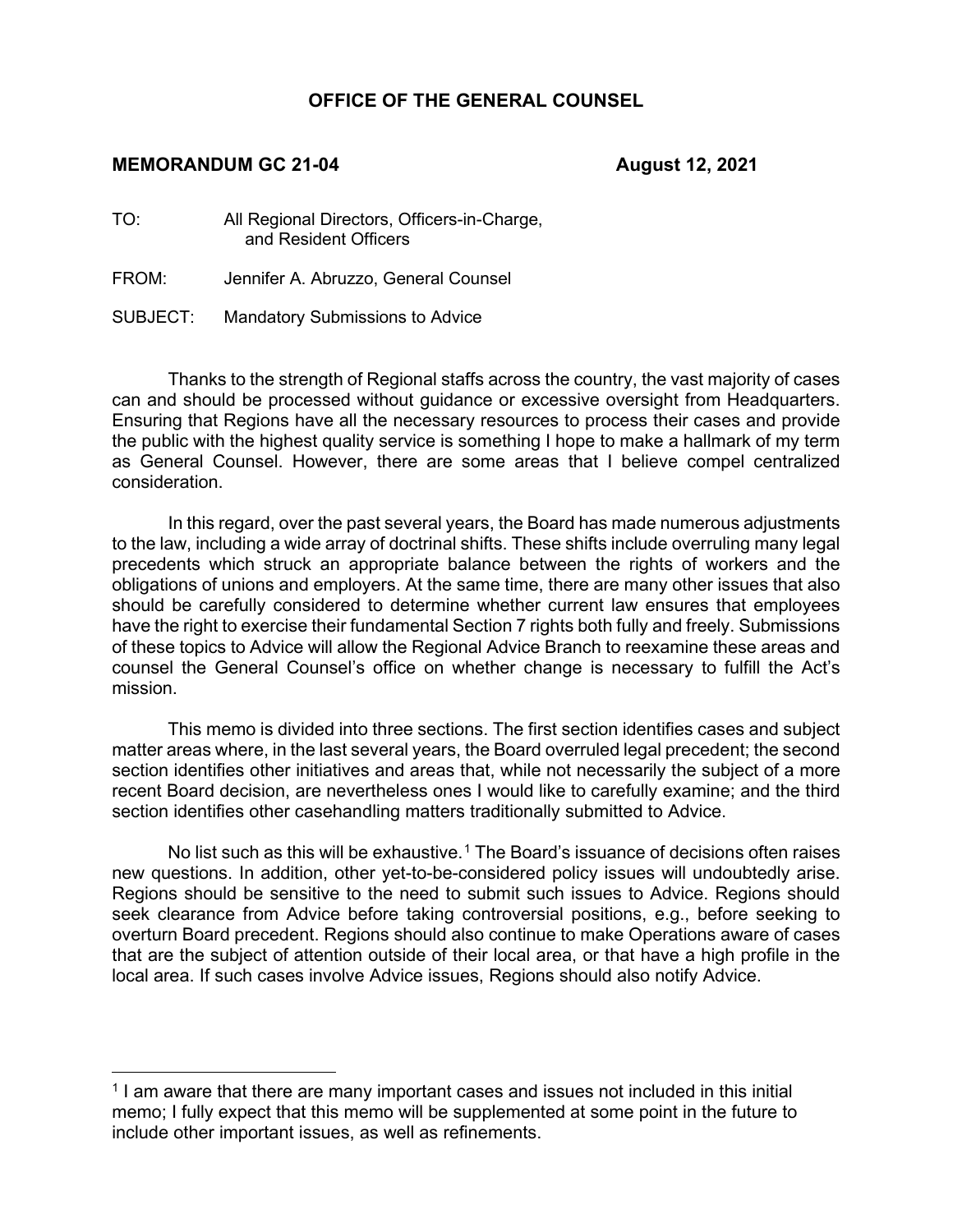## OFFICE OF THE GENERAL COUNSEL

**MEMORANDUM GC 21-04** **August 12, 2021**

TO: All Regional Directors, Officers-in-Charge, and Resident Officers

FROM: Jennifer A. Abruzzo, General Counsel

SUBJECT: Mandatory Submissions to Advice

Thanks to the strength of Regional staffs across the country, the vast majority of cases can and should be processed without guidance or excessive oversight from Headquarters. Ensuring that Regions have all the necessary resources to process their cases and provide the public with the highest quality service is something I hope to make a hallmark of my term as General Counsel. However, there are some areas that I believe compel centralized consideration.

In this regard, over the past several years, the Board has made numerous adjustments to the law, including a wide array of doctrinal shifts. These shifts include overruling many legal precedents which struck an appropriate balance between the rights of workers and the obligations of unions and employers. At the same time, there are many other issues that also should be carefully considered to determine whether current law ensures that employees have the right to exercise their fundamental Section 7 rights both fully and freely. Submissions of these topics to Advice will allow the Regional Advice Branch to reexamine these areas and counsel the General Counsel's office on whether change is necessary to fulfill the Act's mission.

This memo is divided into three sections. The first section identifies cases and subject matter areas where, in the last several years, the Board overruled legal precedent; the second section identifies other initiatives and areas that, while not necessarily the subject of a more recent Board decision, are nevertheless ones I would like to carefully examine; and the third section identifies other casehandling matters traditionally submitted to Advice.

No list such as this will be exhaustive.[1] The Board's issuance of decisions often raises new questions. In addition, other yet-to-be-considered policy issues will undoubtedly arise. Regions should be sensitive to the need to submit such issues to Advice. Regions should seek clearance from Advice before taking controversial positions, e.g., before seeking to overturn Board precedent. Regions should also continue to make Operations aware of cases that are the subject of attention outside of their local area, or that have a high profile in the local area. If such cases involve Advice issues, Regions should also notify Advice.

[1] I am aware that there are many important cases and issues not included in this initial memo; I fully expect that this memo will be supplemented at some point in the future to include other important issues, as well as refinements.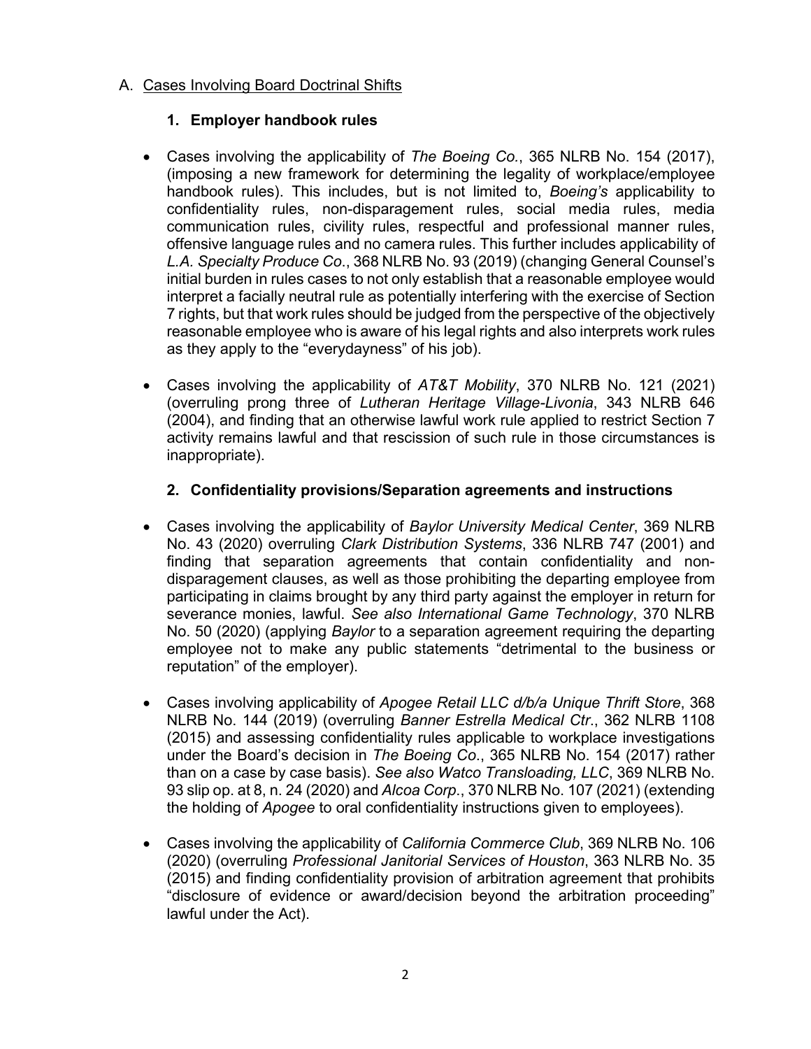## A. Cases Involving Board Doctrinal Shifts

### 1. Employer handbook rules

- Cases involving the applicability of *The Boeing Co.*, 365 NLRB No. 154 (2017), (imposing a new framework for determining the legality of workplace/employee handbook rules). This includes, but is not limited to, *Boeing's* applicability to confidentiality rules, non-disparagement rules, social media rules, media communication rules, civility rules, respectful and professional manner rules, offensive language rules and no camera rules. This further includes applicability of *L.A. Specialty Produce Co*., 368 NLRB No. 93 (2019) (changing General Counsel's initial burden in rules cases to not only establish that a reasonable employee would interpret a facially neutral rule as potentially interfering with the exercise of Section 7 rights, but that work rules should be judged from the perspective of the objectively reasonable employee who is aware of his legal rights and also interprets work rules as they apply to the "everydayness" of his job).

- Cases involving the applicability of *AT&T Mobility*, 370 NLRB No. 121 (2021) (overruling prong three of *Lutheran Heritage Village-Livonia*, 343 NLRB 646 (2004), and finding that an otherwise lawful work rule applied to restrict Section 7 activity remains lawful and that rescission of such rule in those circumstances is inappropriate).

### 2. Confidentiality provisions/Separation agreements and instructions

- Cases involving the applicability of *Baylor University Medical Center*, 369 NLRB No. 43 (2020) overruling *Clark Distribution Systems*, 336 NLRB 747 (2001) and finding that separation agreements that contain confidentiality and non-disparagement clauses, as well as those prohibiting the departing employee from participating in claims brought by any third party against the employer in return for severance monies, lawful. *See also International Game Technology*, 370 NLRB No. 50 (2020) (applying *Baylor* to a separation agreement requiring the departing employee not to make any public statements "detrimental to the business or reputation" of the employer).

- Cases involving applicability of *Apogee Retail LLC d/b/a Unique Thrift Store*, 368 NLRB No. 144 (2019) (overruling *Banner Estrella Medical Ctr*., 362 NLRB 1108 (2015) and assessing confidentiality rules applicable to workplace investigations under the Board's decision in *The Boeing Co*., 365 NLRB No. 154 (2017) rather than on a case by case basis). *See also Watco Transloading, LLC*, 369 NLRB No. 93 slip op. at 8, n. 24 (2020) and *Alcoa Corp*., 370 NLRB No. 107 (2021) (extending the holding of *Apogee* to oral confidentiality instructions given to employees).

- Cases involving the applicability of *California Commerce Club*, 369 NLRB No. 106 (2020) (overruling *Professional Janitorial Services of Houston*, 363 NLRB No. 35 (2015) and finding confidentiality provision of arbitration agreement that prohibits "disclosure of evidence or award/decision beyond the arbitration proceeding" lawful under the Act).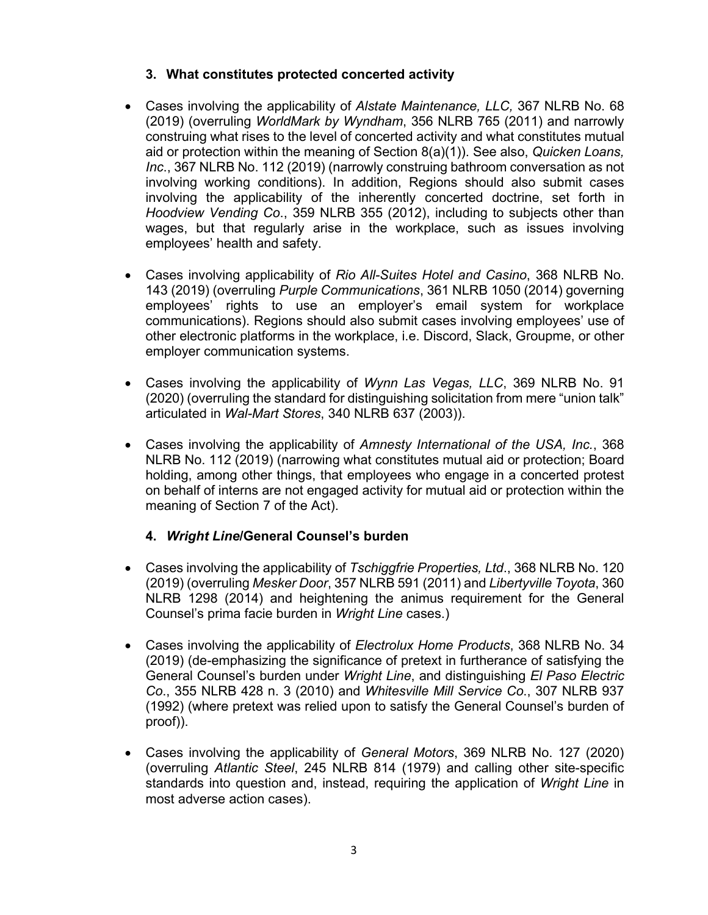### 3. What constitutes protected concerted activity

- Cases involving the applicability of *Alstate Maintenance, LLC,* 367 NLRB No. 68 (2019) (overruling *WorldMark by Wyndham*, 356 NLRB 765 (2011) and narrowly construing what rises to the level of concerted activity and what constitutes mutual aid or protection within the meaning of Section 8(a)(1)). See also, *Quicken Loans, Inc*., 367 NLRB No. 112 (2019) (narrowly construing bathroom conversation as not involving working conditions). In addition, Regions should also submit cases involving the applicability of the inherently concerted doctrine, set forth in *Hoodview Vending Co*., 359 NLRB 355 (2012), including to subjects other than wages, but that regularly arise in the workplace, such as issues involving employees' health and safety.

- Cases involving applicability of *Rio All-Suites Hotel and Casino*, 368 NLRB No. 143 (2019) (overruling *Purple Communications*, 361 NLRB 1050 (2014) governing employees' rights to use an employer's email system for workplace communications). Regions should also submit cases involving employees' use of other electronic platforms in the workplace, i.e. Discord, Slack, Groupme, or other employer communication systems.

- Cases involving the applicability of *Wynn Las Vegas, LLC*, 369 NLRB No. 91 (2020) (overruling the standard for distinguishing solicitation from mere "union talk" articulated in *Wal-Mart Stores*, 340 NLRB 637 (2003)).

- Cases involving the applicability of *Amnesty International of the USA, Inc.*, 368 NLRB No. 112 (2019) (narrowing what constitutes mutual aid or protection; Board holding, among other things, that employees who engage in a concerted protest on behalf of interns are not engaged activity for mutual aid or protection within the meaning of Section 7 of the Act).

### 4. *Wright Line*/General Counsel's burden

- Cases involving the applicability of *Tschiggfrie Properties, Ltd*., 368 NLRB No. 120 (2019) (overruling *Mesker Door*, 357 NLRB 591 (2011) and *Libertyville Toyota*, 360 NLRB 1298 (2014) and heightening the animus requirement for the General Counsel's prima facie burden in *Wright Line* cases.)

- Cases involving the applicability of *Electrolux Home Products*, 368 NLRB No. 34 (2019) (de-emphasizing the significance of pretext in furtherance of satisfying the General Counsel's burden under *Wright Line*, and distinguishing *El Paso Electric Co*., 355 NLRB 428 n. 3 (2010) and *Whitesville Mill Service Co*., 307 NLRB 937 (1992) (where pretext was relied upon to satisfy the General Counsel's burden of proof)).

- Cases involving the applicability of *General Motors*, 369 NLRB No. 127 (2020) (overruling *Atlantic Steel*, 245 NLRB 814 (1979) and calling other site-specific standards into question and, instead, requiring the application of *Wright Line* in most adverse action cases).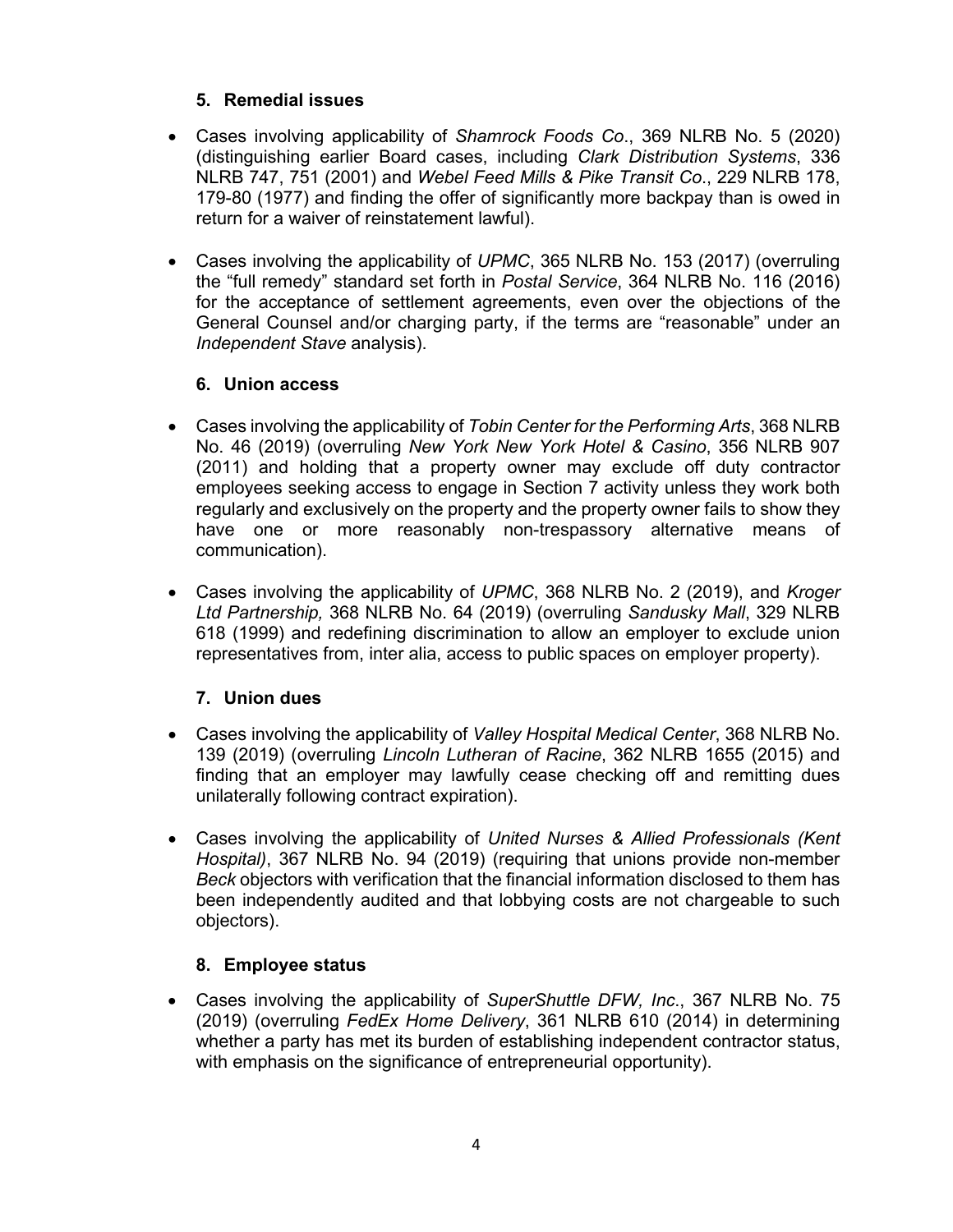### 5. Remedial issues

- Cases involving applicability of *Shamrock Foods Co*., 369 NLRB No. 5 (2020) (distinguishing earlier Board cases, including *Clark Distribution Systems*, 336 NLRB 747, 751 (2001) and *Webel Feed Mills & Pike Transit Co*., 229 NLRB 178, 179-80 (1977) and finding the offer of significantly more backpay than is owed in return for a waiver of reinstatement lawful).

- Cases involving the applicability of *UPMC*, 365 NLRB No. 153 (2017) (overruling the "full remedy" standard set forth in *Postal Service*, 364 NLRB No. 116 (2016) for the acceptance of settlement agreements, even over the objections of the General Counsel and/or charging party, if the terms are "reasonable" under an *Independent Stave* analysis).

### 6. Union access

- Cases involving the applicability of *Tobin Center for the Performing Arts*, 368 NLRB No. 46 (2019) (overruling *New York New York Hotel & Casino*, 356 NLRB 907 (2011) and holding that a property owner may exclude off duty contractor employees seeking access to engage in Section 7 activity unless they work both regularly and exclusively on the property and the property owner fails to show they have one or more reasonably non-trespassory alternative means of communication).

- Cases involving the applicability of *UPMC*, 368 NLRB No. 2 (2019), and *Kroger Ltd Partnership,* 368 NLRB No. 64 (2019) (overruling *Sandusky Mall*, 329 NLRB 618 (1999) and redefining discrimination to allow an employer to exclude union representatives from, inter alia, access to public spaces on employer property).

### 7. Union dues

- Cases involving the applicability of *Valley Hospital Medical Center*, 368 NLRB No. 139 (2019) (overruling *Lincoln Lutheran of Racine*, 362 NLRB 1655 (2015) and finding that an employer may lawfully cease checking off and remitting dues unilaterally following contract expiration).

- Cases involving the applicability of *United Nurses & Allied Professionals (Kent Hospital)*, 367 NLRB No. 94 (2019) (requiring that unions provide non-member *Beck* objectors with verification that the financial information disclosed to them has been independently audited and that lobbying costs are not chargeable to such objectors).

### 8. Employee status

- Cases involving the applicability of *SuperShuttle DFW, Inc*., 367 NLRB No. 75 (2019) (overruling *FedEx Home Delivery*, 361 NLRB 610 (2014) in determining whether a party has met its burden of establishing independent contractor status, with emphasis on the significance of entrepreneurial opportunity).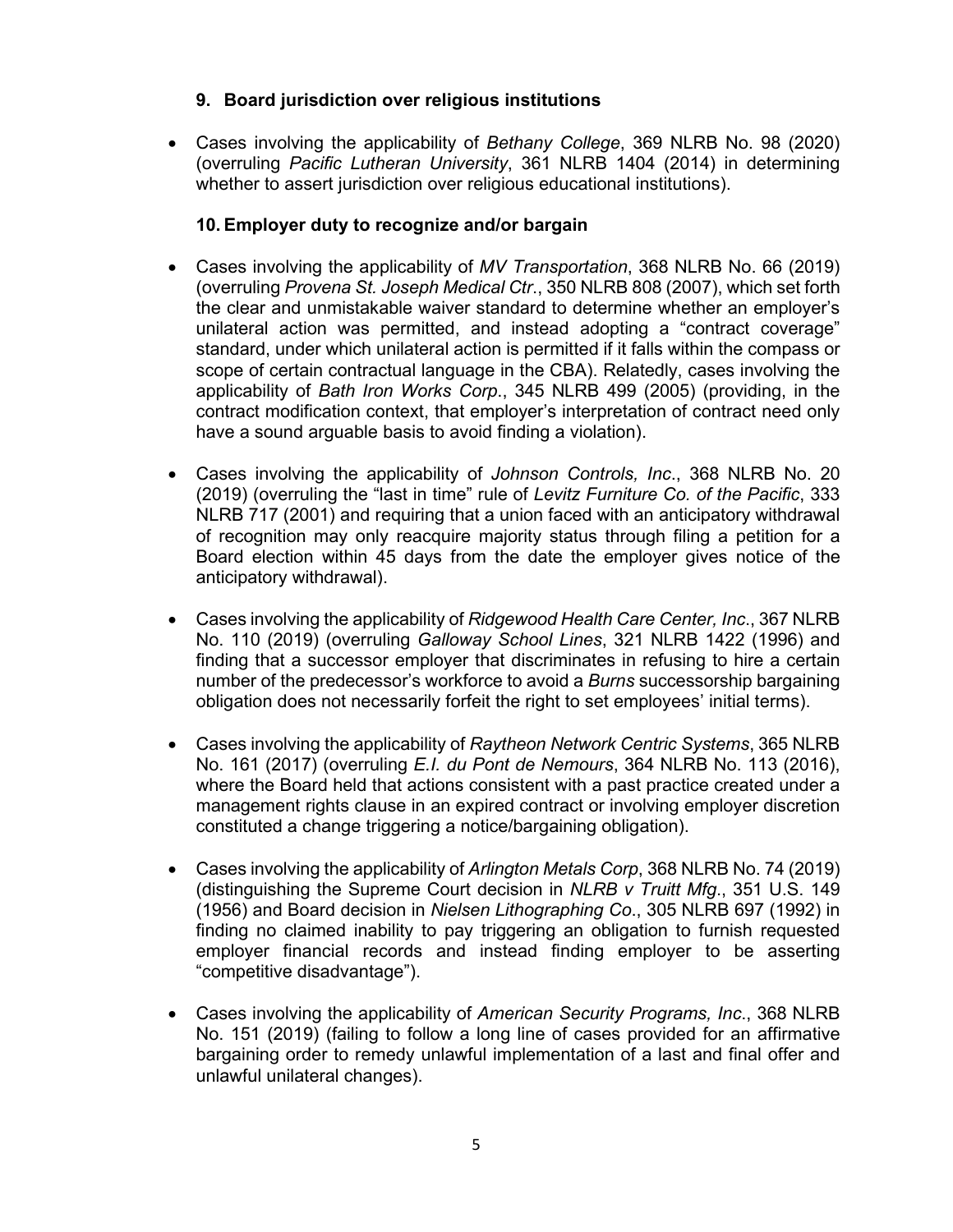### 9. Board jurisdiction over religious institutions

- Cases involving the applicability of *Bethany College*, 369 NLRB No. 98 (2020) (overruling *Pacific Lutheran University*, 361 NLRB 1404 (2014) in determining whether to assert jurisdiction over religious educational institutions).

### 10. Employer duty to recognize and/or bargain

- Cases involving the applicability of *MV Transportation*, 368 NLRB No. 66 (2019) (overruling *Provena St. Joseph Medical Ctr.*, 350 NLRB 808 (2007), which set forth the clear and unmistakable waiver standard to determine whether an employer's unilateral action was permitted, and instead adopting a "contract coverage" standard, under which unilateral action is permitted if it falls within the compass or scope of certain contractual language in the CBA). Relatedly, cases involving the applicability of *Bath Iron Works Corp.*, 345 NLRB 499 (2005) (providing, in the contract modification context, that employer's interpretation of contract need only have a sound arguable basis to avoid finding a violation).

- Cases involving the applicability of *Johnson Controls, Inc.*, 368 NLRB No. 20 (2019) (overruling the "last in time" rule of *Levitz Furniture Co. of the Pacific*, 333 NLRB 717 (2001) and requiring that a union faced with an anticipatory withdrawal of recognition may only reacquire majority status through filing a petition for a Board election within 45 days from the date the employer gives notice of the anticipatory withdrawal).

- Cases involving the applicability of *Ridgewood Health Care Center, Inc.*, 367 NLRB No. 110 (2019) (overruling *Galloway School Lines*, 321 NLRB 1422 (1996) and finding that a successor employer that discriminates in refusing to hire a certain number of the predecessor's workforce to avoid a *Burns* successorship bargaining obligation does not necessarily forfeit the right to set employees' initial terms).

- Cases involving the applicability of *Raytheon Network Centric Systems*, 365 NLRB No. 161 (2017) (overruling *E.I. du Pont de Nemours*, 364 NLRB No. 113 (2016), where the Board held that actions consistent with a past practice created under a management rights clause in an expired contract or involving employer discretion constituted a change triggering a notice/bargaining obligation).

- Cases involving the applicability of *Arlington Metals Corp*, 368 NLRB No. 74 (2019) (distinguishing the Supreme Court decision in *NLRB v Truitt Mfg*., 351 U.S. 149 (1956) and Board decision in *Nielsen Lithographing Co*., 305 NLRB 697 (1992) in finding no claimed inability to pay triggering an obligation to furnish requested employer financial records and instead finding employer to be asserting "competitive disadvantage").

- Cases involving the applicability of *American Security Programs, Inc*., 368 NLRB No. 151 (2019) (failing to follow a long line of cases provided for an affirmative bargaining order to remedy unlawful implementation of a last and final offer and unlawful unilateral changes).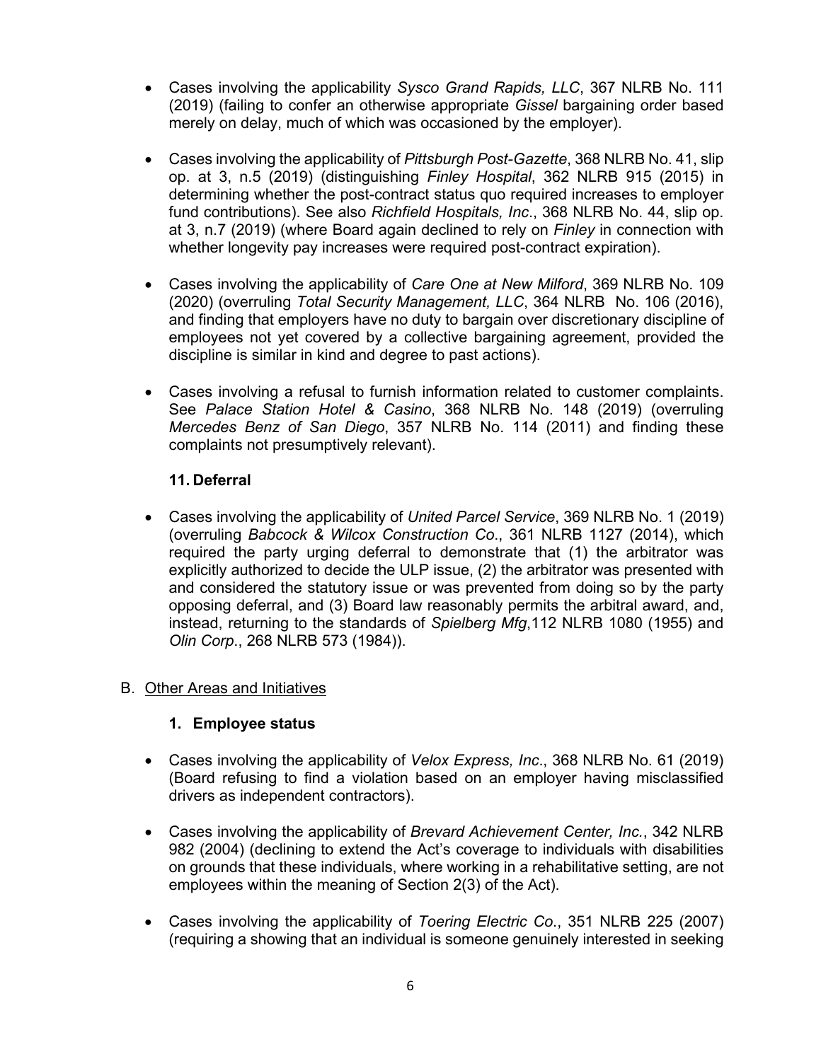- Cases involving the applicability *Sysco Grand Rapids, LLC*, 367 NLRB No. 111 (2019) (failing to confer an otherwise appropriate *Gissel* bargaining order based merely on delay, much of which was occasioned by the employer).

- Cases involving the applicability of *Pittsburgh Post-Gazette*, 368 NLRB No. 41, slip op. at 3, n.5 (2019) (distinguishing *Finley Hospital*, 362 NLRB 915 (2015) in determining whether the post-contract status quo required increases to employer fund contributions). See also *Richfield Hospitals, Inc*., 368 NLRB No. 44, slip op. at 3, n.7 (2019) (where Board again declined to rely on *Finley* in connection with whether longevity pay increases were required post-contract expiration).

- Cases involving the applicability of *Care One at New Milford*, 369 NLRB No. 109 (2020) (overruling *Total Security Management, LLC*, 364 NLRB No. 106 (2016), and finding that employers have no duty to bargain over discretionary discipline of employees not yet covered by a collective bargaining agreement, provided the discipline is similar in kind and degree to past actions).

- Cases involving a refusal to furnish information related to customer complaints. See *Palace Station Hotel & Casino*, 368 NLRB No. 148 (2019) (overruling *Mercedes Benz of San Diego*, 357 NLRB No. 114 (2011) and finding these complaints not presumptively relevant).

### 11. Deferral

- Cases involving the applicability of *United Parcel Service*, 369 NLRB No. 1 (2019) (overruling *Babcock & Wilcox Construction Co*., 361 NLRB 1127 (2014), which required the party urging deferral to demonstrate that (1) the arbitrator was explicitly authorized to decide the ULP issue, (2) the arbitrator was presented with and considered the statutory issue or was prevented from doing so by the party opposing deferral, and (3) Board law reasonably permits the arbitral award, and, instead, returning to the standards of *Spielberg Mfg*,112 NLRB 1080 (1955) and *Olin Corp*., 268 NLRB 573 (1984)).

## B. Other Areas and Initiatives

### 1. Employee status

- Cases involving the applicability of *Velox Express, Inc*., 368 NLRB No. 61 (2019) (Board refusing to find a violation based on an employer having misclassified drivers as independent contractors).

- Cases involving the applicability of *Brevard Achievement Center, Inc.*, 342 NLRB 982 (2004) (declining to extend the Act's coverage to individuals with disabilities on grounds that these individuals, where working in a rehabilitative setting, are not employees within the meaning of Section 2(3) of the Act).

- Cases involving the applicability of *Toering Electric Co*., 351 NLRB 225 (2007) (requiring a showing that an individual is someone genuinely interested in seeking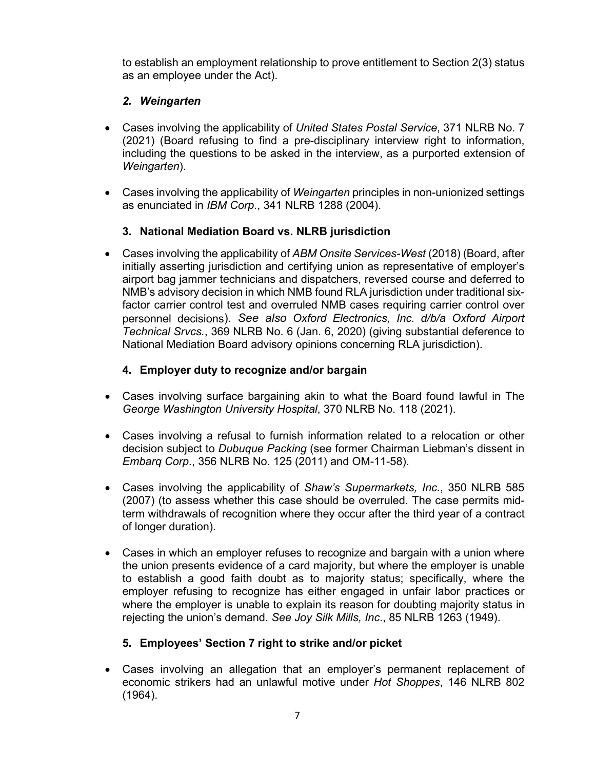to establish an employment relationship to prove entitlement to Section 2(3) status as an employee under the Act).

### *2. Weingarten*

- Cases involving the applicability of *United States Postal Service*, 371 NLRB No. 7 (2021) (Board refusing to find a pre-disciplinary interview right to information, including the questions to be asked in the interview, as a purported extension of *Weingarten*).
- Cases involving the applicability of *Weingarten* principles in non-unionized settings as enunciated in *IBM Corp*., 341 NLRB 1288 (2004).

### 3. National Mediation Board vs. NLRB jurisdiction

- Cases involving the applicability of *ABM Onsite Services-West* (2018) (Board, after initially asserting jurisdiction and certifying union as representative of employer's airport bag jammer technicians and dispatchers, reversed course and deferred to NMB's advisory decision in which NMB found RLA jurisdiction under traditional six-factor carrier control test and overruled NMB cases requiring carrier control over personnel decisions). *See also Oxford Electronics, Inc. d/b/a Oxford Airport Technical Srvcs.*, 369 NLRB No. 6 (Jan. 6, 2020) (giving substantial deference to National Mediation Board advisory opinions concerning RLA jurisdiction).

### 4. Employer duty to recognize and/or bargain

- Cases involving surface bargaining akin to what the Board found lawful in The *George Washington University Hospital*, 370 NLRB No. 118 (2021).
- Cases involving a refusal to furnish information related to a relocation or other decision subject to *Dubuque Packing* (see former Chairman Liebman's dissent in *Embarq Corp*., 356 NLRB No. 125 (2011) and OM-11-58).
- Cases involving the applicability of *Shaw's Supermarkets, Inc.*, 350 NLRB 585 (2007) (to assess whether this case should be overruled. The case permits mid-term withdrawals of recognition where they occur after the third year of a contract of longer duration).
- Cases in which an employer refuses to recognize and bargain with a union where the union presents evidence of a card majority, but where the employer is unable to establish a good faith doubt as to majority status; specifically, where the employer refusing to recognize has either engaged in unfair labor practices or where the employer is unable to explain its reason for doubting majority status in rejecting the union's demand. *See Joy Silk Mills, Inc*., 85 NLRB 1263 (1949).

### 5. Employees' Section 7 right to strike and/or picket

- Cases involving an allegation that an employer's permanent replacement of economic strikers had an unlawful motive under *Hot Shoppes*, 146 NLRB 802 (1964).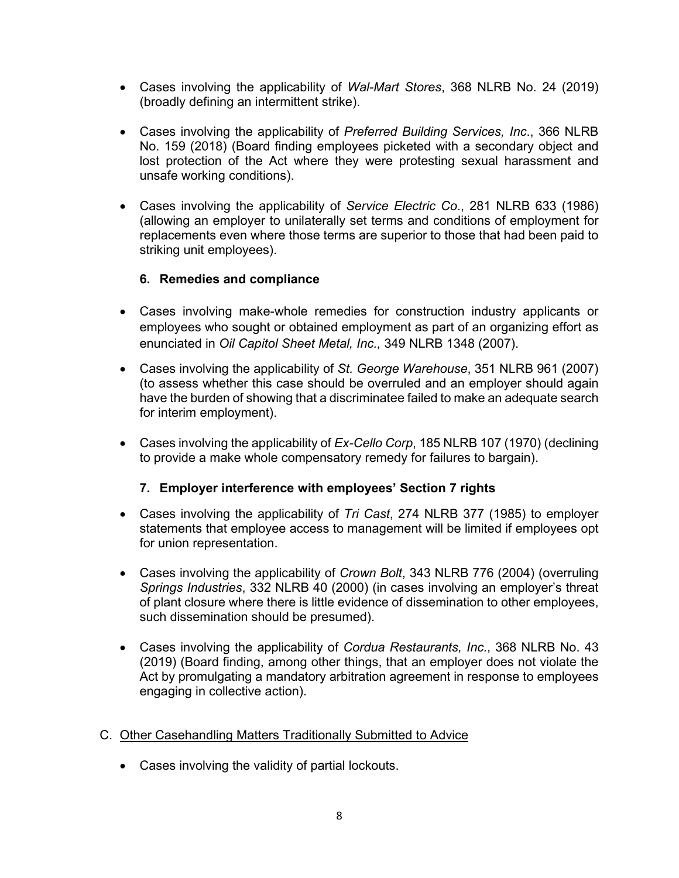- Cases involving the applicability of *Wal-Mart Stores*, 368 NLRB No. 24 (2019) (broadly defining an intermittent strike).

- Cases involving the applicability of *Preferred Building Services, Inc*., 366 NLRB No. 159 (2018) (Board finding employees picketed with a secondary object and lost protection of the Act where they were protesting sexual harassment and unsafe working conditions).

- Cases involving the applicability of *Service Electric Co*., 281 NLRB 633 (1986) (allowing an employer to unilaterally set terms and conditions of employment for replacements even where those terms are superior to those that had been paid to striking unit employees).

### 6. Remedies and compliance

- Cases involving make-whole remedies for construction industry applicants or employees who sought or obtained employment as part of an organizing effort as enunciated in *Oil Capitol Sheet Metal, Inc.,* 349 NLRB 1348 (2007).

- Cases involving the applicability of *St. George Warehouse*, 351 NLRB 961 (2007) (to assess whether this case should be overruled and an employer should again have the burden of showing that a discriminatee failed to make an adequate search for interim employment).

- Cases involving the applicability of *Ex-Cello Corp*, 185 NLRB 107 (1970) (declining to provide a make whole compensatory remedy for failures to bargain).

### 7. Employer interference with employees' Section 7 rights

- Cases involving the applicability of *Tri Cast*, 274 NLRB 377 (1985) to employer statements that employee access to management will be limited if employees opt for union representation.

- Cases involving the applicability of *Crown Bolt*, 343 NLRB 776 (2004) (overruling *Springs Industries*, 332 NLRB 40 (2000) (in cases involving an employer's threat of plant closure where there is little evidence of dissemination to other employees, such dissemination should be presumed).

- Cases involving the applicability of *Cordua Restaurants, Inc*., 368 NLRB No. 43 (2019) (Board finding, among other things, that an employer does not violate the Act by promulgating a mandatory arbitration agreement in response to employees engaging in collective action).

## C. Other Casehandling Matters Traditionally Submitted to Advice

- Cases involving the validity of partial lockouts.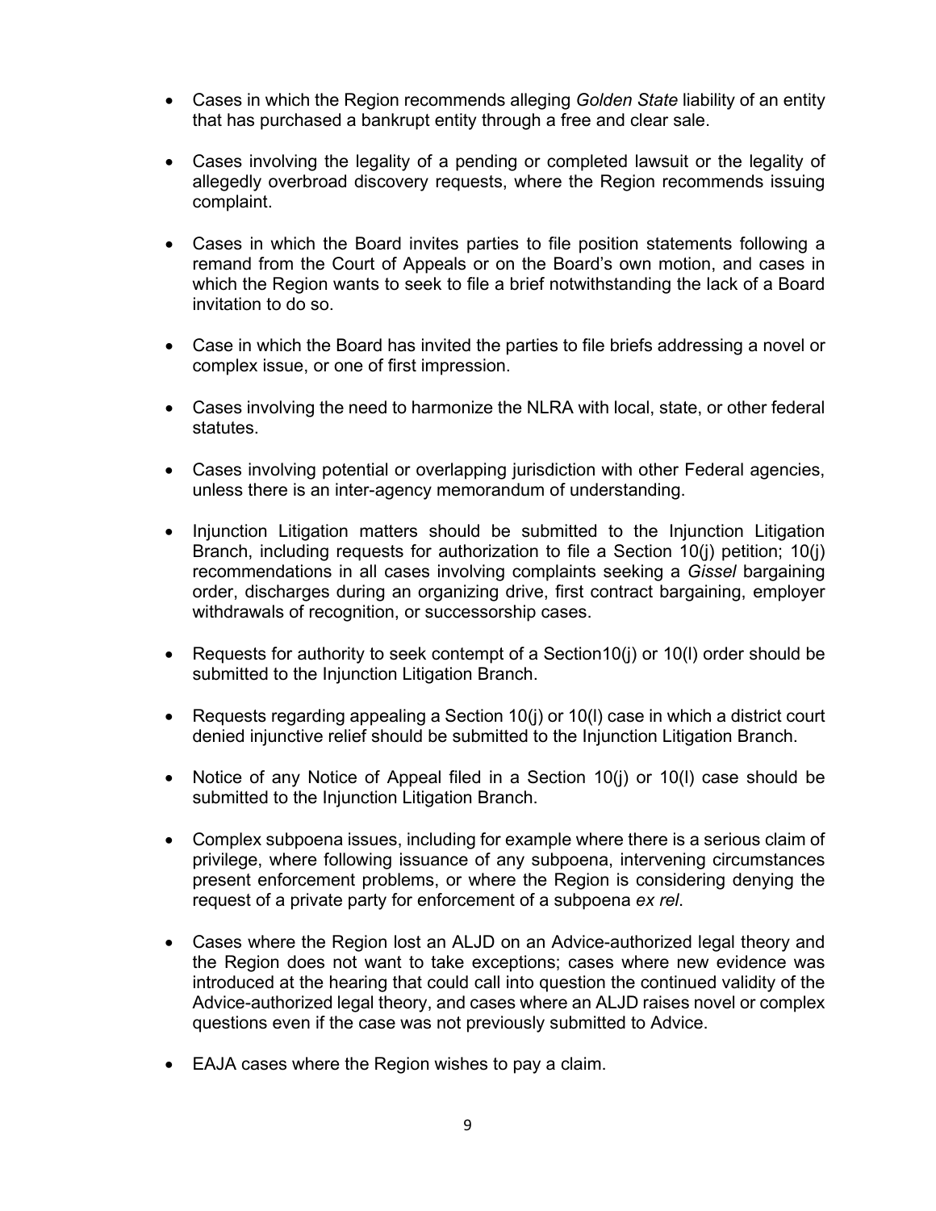- Cases in which the Region recommends alleging *Golden State* liability of an entity that has purchased a bankrupt entity through a free and clear sale.

- Cases involving the legality of a pending or completed lawsuit or the legality of allegedly overbroad discovery requests, where the Region recommends issuing complaint.

- Cases in which the Board invites parties to file position statements following a remand from the Court of Appeals or on the Board's own motion, and cases in which the Region wants to seek to file a brief notwithstanding the lack of a Board invitation to do so.

- Case in which the Board has invited the parties to file briefs addressing a novel or complex issue, or one of first impression.

- Cases involving the need to harmonize the NLRA with local, state, or other federal statutes.

- Cases involving potential or overlapping jurisdiction with other Federal agencies, unless there is an inter-agency memorandum of understanding.

- Injunction Litigation matters should be submitted to the Injunction Litigation Branch, including requests for authorization to file a Section 10(j) petition; 10(j) recommendations in all cases involving complaints seeking a *Gissel* bargaining order, discharges during an organizing drive, first contract bargaining, employer withdrawals of recognition, or successorship cases.

- Requests for authority to seek contempt of a Section10(j) or 10(l) order should be submitted to the Injunction Litigation Branch.

- Requests regarding appealing a Section 10(j) or 10(l) case in which a district court denied injunctive relief should be submitted to the Injunction Litigation Branch.

- Notice of any Notice of Appeal filed in a Section 10(j) or 10(l) case should be submitted to the Injunction Litigation Branch.

- Complex subpoena issues, including for example where there is a serious claim of privilege, where following issuance of any subpoena, intervening circumstances present enforcement problems, or where the Region is considering denying the request of a private party for enforcement of a subpoena *ex rel*.

- Cases where the Region lost an ALJD on an Advice-authorized legal theory and the Region does not want to take exceptions; cases where new evidence was introduced at the hearing that could call into question the continued validity of the Advice-authorized legal theory, and cases where an ALJD raises novel or complex questions even if the case was not previously submitted to Advice.

- EAJA cases where the Region wishes to pay a claim.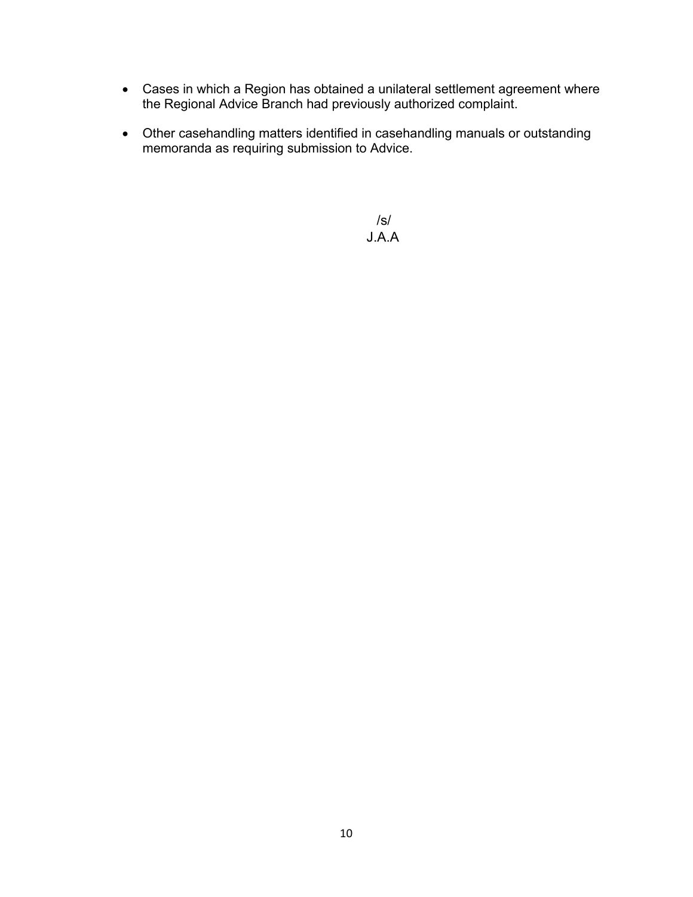- Cases in which a Region has obtained a unilateral settlement agreement where the Regional Advice Branch had previously authorized complaint.
- Other casehandling matters identified in casehandling manuals or outstanding memoranda as requiring submission to Advice.

/s/
J.A.A